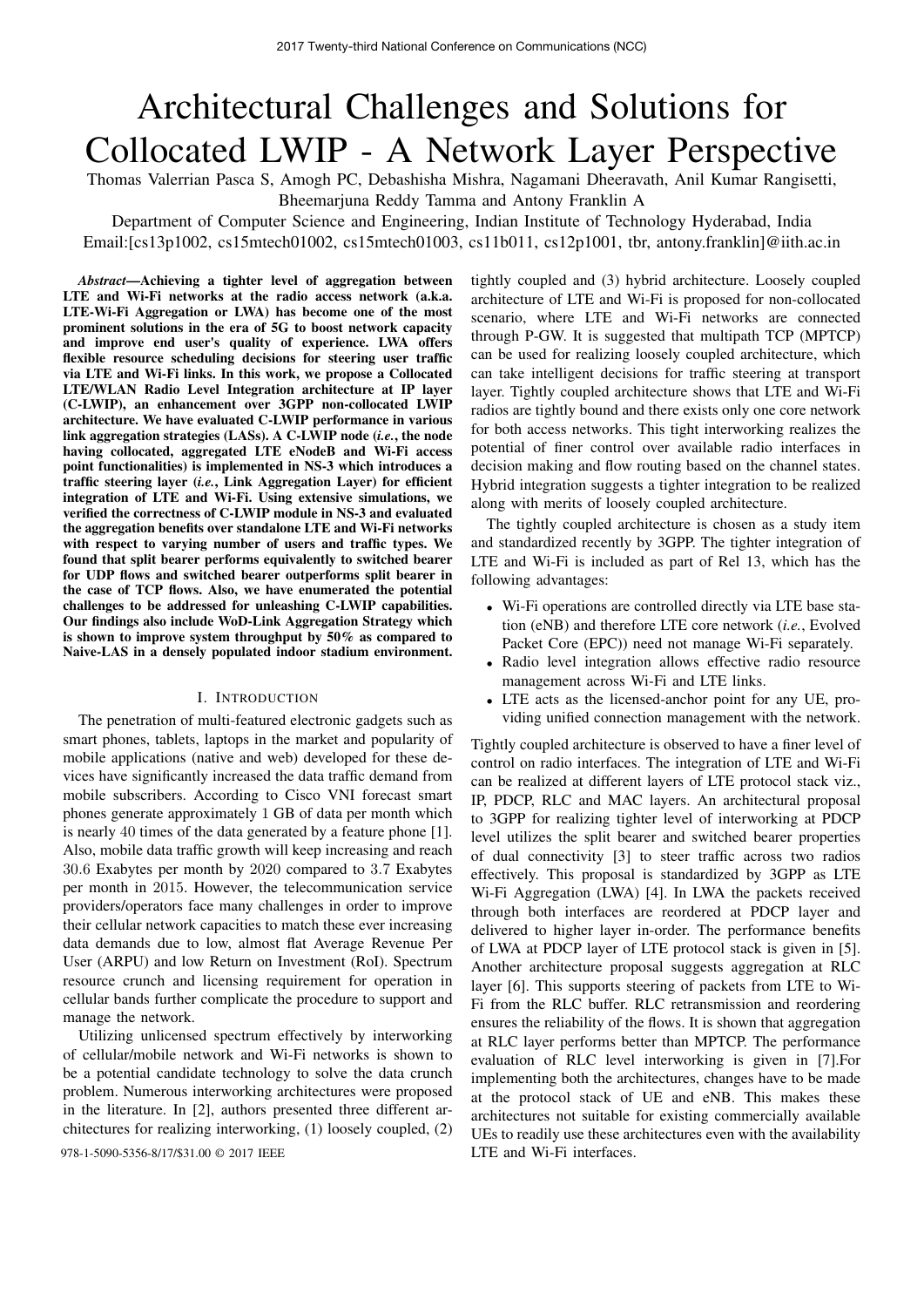# Architectural Challenges and Solutions for Collocated LWIP - A Network Layer Perspective

Thomas Valerrian Pasca S, Amogh PC, Debashisha Mishra, Nagamani Dheeravath, Anil Kumar Rangisetti, Bheemarjuna Reddy Tamma and Antony Franklin A

Department of Computer Science and Engineering, Indian Institute of Technology Hyderabad, India

Email:[cs13p1002, cs15mtech01002, cs15mtech01003, cs11b011, cs12p1001, tbr, antony.franklin]@iith.ac.in

***Abstract*—Achieving a tighter level of aggregation between LTE and Wi-Fi networks at the radio access network (a.k.a. LTE-Wi-Fi Aggregation or LWA) has become one of the most prominent solutions in the era of 5G to boost network capacity and improve end user's quality of experience. LWA offers flexible resource scheduling decisions for steering user traffic via LTE and Wi-Fi links. In this work, we propose a Collocated LTE/WLAN Radio Level Integration architecture at IP layer (C-LWIP), an enhancement over 3GPP non-collocated LWIP architecture. We have evaluated C-LWIP performance in various link aggregation strategies (LASs). A C-LWIP node (*i.e.*, the node having collocated, aggregated LTE eNodeB and Wi-Fi access point functionalities) is implemented in NS-3 which introduces a traffic steering layer (*i.e.*, Link Aggregation Layer) for efficient integration of LTE and Wi-Fi. Using extensive simulations, we verified the correctness of C-LWIP module in NS-3 and evaluated the aggregation benefits over standalone LTE and Wi-Fi networks with respect to varying number of users and traffic types. We found that split bearer performs equivalently to switched bearer for UDP flows and switched bearer outperforms split bearer in the case of TCP flows. Also, we have enumerated the potential challenges to be addressed for unleashing C-LWIP capabilities. Our findings also include WoD-Link Aggregation Strategy which is shown to improve system throughput by 50% as compared to Naive-LAS in a densely populated indoor stadium environment.**

## I. Introduction

The penetration of multi-featured electronic gadgets such as smart phones, tablets, laptops in the market and popularity of mobile applications (native and web) developed for these devices have significantly increased the data traffic demand from mobile subscribers. According to Cisco VNI forecast smart phones generate approximately 1 GB of data per month which is nearly 40 times of the data generated by a feature phone [1]. Also, mobile data traffic growth will keep increasing and reach 30.6 Exabytes per month by 2020 compared to 3.7 Exabytes per month in 2015. However, the telecommunication service providers/operators face many challenges in order to improve their cellular network capacities to match these ever increasing data demands due to low, almost flat Average Revenue Per User (ARPU) and low Return on Investment (RoI). Spectrum resource crunch and licensing requirement for operation in cellular bands further complicate the procedure to support and manage the network.

Utilizing unlicensed spectrum effectively by interworking of cellular/mobile network and Wi-Fi networks is shown to be a potential candidate technology to solve the data crunch problem. Numerous interworking architectures were proposed in the literature. In [2], authors presented three different architectures for realizing interworking, (1) loosely coupled, (2) tightly coupled and (3) hybrid architecture. Loosely coupled architecture of LTE and Wi-Fi is proposed for non-collocated scenario, where LTE and Wi-Fi networks are connected through P-GW. It is suggested that multipath TCP (MPTCP) can be used for realizing loosely coupled architecture, which can take intelligent decisions for traffic steering at transport layer. Tightly coupled architecture shows that LTE and Wi-Fi radios are tightly bound and there exists only one core network for both access networks. This tight interworking realizes the potential of finer control over available radio interfaces in decision making and flow routing based on the channel states. Hybrid integration suggests a tighter integration to be realized along with merits of loosely coupled architecture.

The tightly coupled architecture is chosen as a study item and standardized recently by 3GPP. The tighter integration of LTE and Wi-Fi is included as part of Rel 13, which has the following advantages:

- Wi-Fi operations are controlled directly via LTE base station (eNB) and therefore LTE core network (*i.e.*, Evolved Packet Core (EPC)) need not manage Wi-Fi separately.
- Radio level integration allows effective radio resource management across Wi-Fi and LTE links.
- LTE acts as the licensed-anchor point for any UE, providing unified connection management with the network.

Tightly coupled architecture is observed to have a finer level of control on radio interfaces. The integration of LTE and Wi-Fi can be realized at different layers of LTE protocol stack viz., IP, PDCP, RLC and MAC layers. An architectural proposal to 3GPP for realizing tighter level of interworking at PDCP level utilizes the split bearer and switched bearer properties of dual connectivity [3] to steer traffic across two radios effectively. This proposal is standardized by 3GPP as LTE Wi-Fi Aggregation (LWA) [4]. In LWA the packets received through both interfaces are reordered at PDCP layer and delivered to higher layer in-order. The performance benefits of LWA at PDCP layer of LTE protocol stack is given in [5]. Another architecture proposal suggests aggregation at RLC layer [6]. This supports steering of packets from LTE to Wi-Fi from the RLC buffer. RLC retransmission and reordering ensures the reliability of the flows. It is shown that aggregation at RLC layer performs better than MPTCP. The performance evaluation of RLC level interworking is given in [7].For implementing both the architectures, changes have to be made at the protocol stack of UE and eNB. This makes these architectures not suitable for existing commercially available UEs to readily use these architectures even with the availability LTE and Wi-Fi interfaces.

978-1-5090-5356-8/17/$31.00 © 2017 IEEE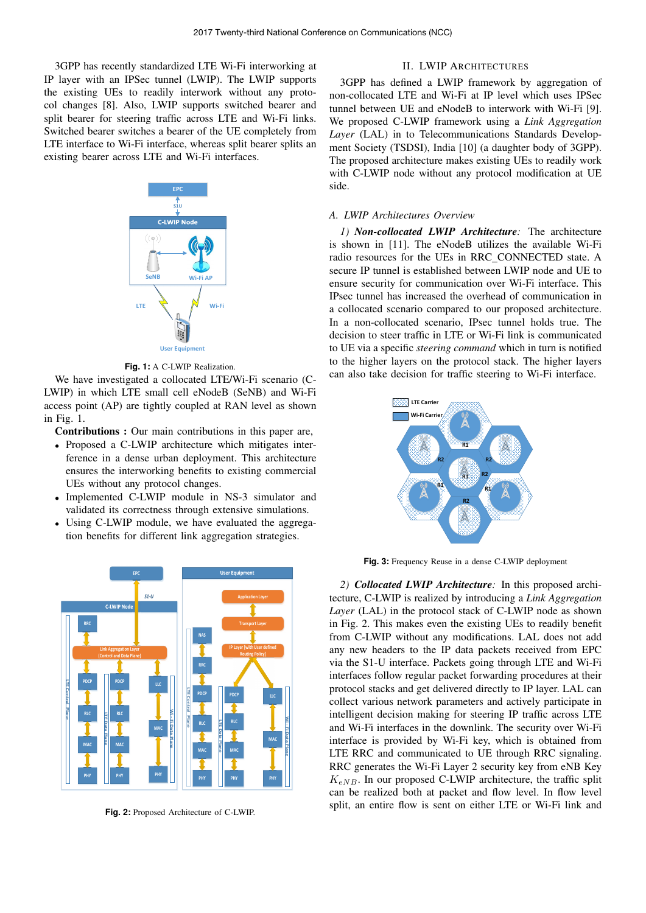3GPP has recently standardized LTE Wi-Fi interworking at IP layer with an IPSec tunnel (LWIP). The LWIP supports the existing UEs to readily interwork without any protocol changes [8]. Also, LWIP supports switched bearer and split bearer for steering traffic across LTE and Wi-Fi links. Switched bearer switches a bearer of the UE completely from LTE interface to Wi-Fi interface, whereas split bearer splits an existing bearer across LTE and Wi-Fi interfaces.

**Fig. 1:** A C-LWIP Realization.

We have investigated a collocated LTE/Wi-Fi scenario (C-LWIP) in which LTE small cell eNodeB (SeNB) and Wi-Fi access point (AP) are tightly coupled at RAN level as shown in Fig. 1.

**Contributions :** Our main contributions in this paper are,

- Proposed a C-LWIP architecture which mitigates interference in a dense urban deployment. This architecture ensures the interworking benefits to existing commercial UEs without any protocol changes.
- Implemented C-LWIP module in NS-3 simulator and validated its correctness through extensive simulations.
- Using C-LWIP module, we have evaluated the aggregation benefits for different link aggregation strategies.

**Fig. 2:** Proposed Architecture of C-LWIP.

## II. LWIP Architectures

3GPP has defined a LWIP framework by aggregation of non-collocated LTE and Wi-Fi at IP level which uses IPSec tunnel between UE and eNodeB to interwork with Wi-Fi [9]. We proposed C-LWIP framework using a *Link Aggregation Layer* (LAL) in to Telecommunications Standards Development Society (TSDSI), India [10] (a daughter body of 3GPP). The proposed architecture makes existing UEs to readily work with C-LWIP node without any protocol modification at UE side.

### *A. LWIP Architectures Overview*

*1) **Non-collocated LWIP Architecture**:* The architecture is shown in [11]. The eNodeB utilizes the available Wi-Fi radio resources for the UEs in RRC_CONNECTED state. A secure IP tunnel is established between LWIP node and UE to ensure security for communication over Wi-Fi interface. This IPsec tunnel has increased the overhead of communication in a collocated scenario compared to our proposed architecture. In a non-collocated scenario, IPsec tunnel holds true. The decision to steer traffic in LTE or Wi-Fi link is communicated to UE via a specific *steering command* which in turn is notified to the higher layers on the protocol stack. The higher layers can also take decision for traffic steering to Wi-Fi interface.

**Fig. 3:** Frequency Reuse in a dense C-LWIP deployment

*2) **Collocated LWIP Architecture**:* In this proposed architecture, C-LWIP is realized by introducing a *Link Aggregation Layer* (LAL) in the protocol stack of C-LWIP node as shown in Fig. 2. This makes even the existing UEs to readily benefit from C-LWIP without any modifications. LAL does not add any new headers to the IP data packets received from EPC via the S1-U interface. Packets going through LTE and Wi-Fi interfaces follow regular packet forwarding procedures at their protocol stacks and get delivered directly to IP layer. LAL can collect various network parameters and actively participate in intelligent decision making for steering IP traffic across LTE and Wi-Fi interfaces in the downlink. The security over Wi-Fi interface is provided by Wi-Fi key, which is obtained from LTE RRC and communicated to UE through RRC signaling. RRC generates the Wi-Fi Layer 2 security key from eNB Key $K_{eNB}$. In our proposed C-LWIP architecture, the traffic split can be realized both at packet and flow level. In flow level split, an entire flow is sent on either LTE or Wi-Fi link and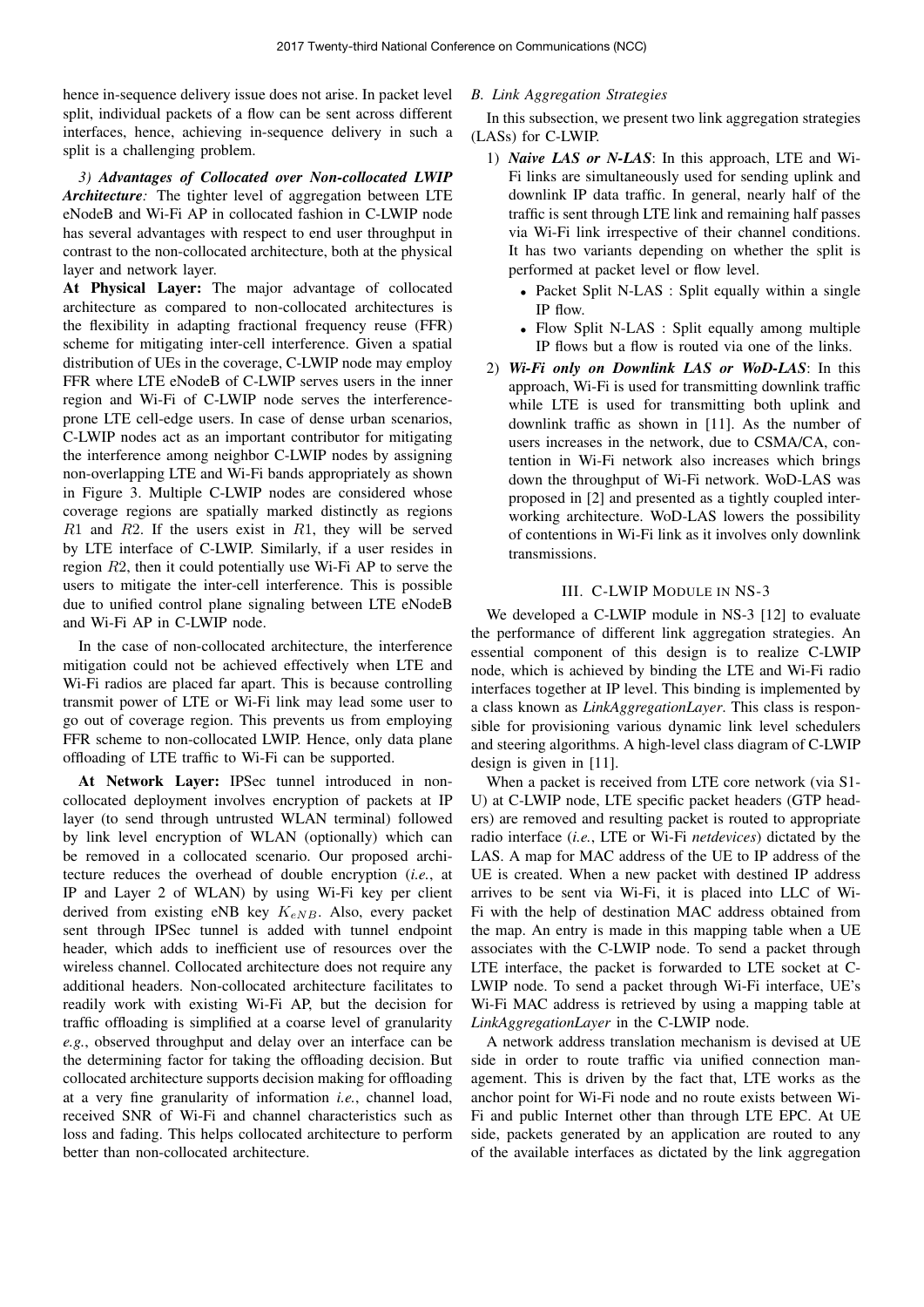hence in-sequence delivery issue does not arise. In packet level split, individual packets of a flow can be sent across different interfaces, hence, achieving in-sequence delivery in such a split is a challenging problem.

*3) **Advantages of Collocated over Non-collocated LWIP Architecture**:* The tighter level of aggregation between LTE eNodeB and Wi-Fi AP in collocated fashion in C-LWIP node has several advantages with respect to end user throughput in contrast to the non-collocated architecture, both at the physical layer and network layer.

**At Physical Layer:** The major advantage of collocated architecture as compared to non-collocated architectures is the flexibility in adapting fractional frequency reuse (FFR) scheme for mitigating inter-cell interference. Given a spatial distribution of UEs in the coverage, C-LWIP node may employ FFR where LTE eNodeB of C-LWIP serves users in the inner region and Wi-Fi of C-LWIP node serves the interference-prone LTE cell-edge users. In case of dense urban scenarios, C-LWIP nodes act as an important contributor for mitigating the interference among neighbor C-LWIP nodes by assigning non-overlapping LTE and Wi-Fi bands appropriately as shown in Figure 3. Multiple C-LWIP nodes are considered whose coverage regions are spatially marked distinctly as regions $R1$ and $R2$. If the users exist in $R1$, they will be served by LTE interface of C-LWIP. Similarly, if a user resides in region $R2$, then it could potentially use Wi-Fi AP to serve the users to mitigate the inter-cell interference. This is possible due to unified control plane signaling between LTE eNodeB and Wi-Fi AP in C-LWIP node.

In the case of non-collocated architecture, the interference mitigation could not be achieved effectively when LTE and Wi-Fi radios are placed far apart. This is because controlling transmit power of LTE or Wi-Fi link may lead some user to go out of coverage region. This prevents us from employing FFR scheme to non-collocated LWIP. Hence, only data plane offloading of LTE traffic to Wi-Fi can be supported.

**At Network Layer:** IPSec tunnel introduced in non-collocated deployment involves encryption of packets at IP layer (to send through untrusted WLAN terminal) followed by link level encryption of WLAN (optionally) which can be removed in a collocated scenario. Our proposed architecture reduces the overhead of double encryption (*i.e.*, at IP and Layer 2 of WLAN) by using Wi-Fi key per client derived from existing eNB key $K_{eNB}$. Also, every packet sent through IPSec tunnel is added with tunnel endpoint header, which adds to inefficient use of resources over the wireless channel. Collocated architecture does not require any additional headers. Non-collocated architecture facilitates to readily work with existing Wi-Fi AP, but the decision for traffic offloading is simplified at a coarse level of granularity *e.g.*, observed throughput and delay over an interface can be the determining factor for taking the offloading decision. But collocated architecture supports decision making for offloading at a very fine granularity of information *i.e.*, channel load, received SNR of Wi-Fi and channel characteristics such as loss and fading. This helps collocated architecture to perform better than non-collocated architecture.

### *B. Link Aggregation Strategies*

In this subsection, we present two link aggregation strategies (LASs) for C-LWIP.

1) ***Naive LAS or N-LAS***: In this approach, LTE and Wi-Fi links are simultaneously used for sending uplink and downlink IP data traffic. In general, nearly half of the traffic is sent through LTE link and remaining half passes via Wi-Fi link irrespective of their channel conditions. It has two variants depending on whether the split is performed at packet level or flow level.
   - Packet Split N-LAS : Split equally within a single IP flow.
   - Flow Split N-LAS : Split equally among multiple IP flows but a flow is routed via one of the links.
2) ***Wi-Fi only on Downlink LAS or WoD-LAS***: In this approach, Wi-Fi is used for transmitting downlink traffic while LTE is used for transmitting both uplink and downlink traffic as shown in [11]. As the number of users increases in the network, due to CSMA/CA, contention in Wi-Fi network also increases which brings down the throughput of Wi-Fi network. WoD-LAS was proposed in [2] and presented as a tightly coupled inter-working architecture. WoD-LAS lowers the possibility of contentions in Wi-Fi link as it involves only downlink transmissions.

## III. C-LWIP Module in NS-3

We developed a C-LWIP module in NS-3 [12] to evaluate the performance of different link aggregation strategies. An essential component of this design is to realize C-LWIP node, which is achieved by binding the LTE and Wi-Fi radio interfaces together at IP level. This binding is implemented by a class known as *LinkAggregationLayer*. This class is responsible for provisioning various dynamic link level schedulers and steering algorithms. A high-level class diagram of C-LWIP design is given in [11].

When a packet is received from LTE core network (via S1-U) at C-LWIP node, LTE specific packet headers (GTP headers) are removed and resulting packet is routed to appropriate radio interface (*i.e.*, LTE or Wi-Fi *netdevices*) dictated by the LAS. A map for MAC address of the UE to IP address of the UE is created. When a new packet with destined IP address arrives to be sent via Wi-Fi, it is placed into LLC of Wi-Fi with the help of destination MAC address obtained from the map. An entry is made in this mapping table when a UE associates with the C-LWIP node. To send a packet through LTE interface, the packet is forwarded to LTE socket at C-LWIP node. To send a packet through Wi-Fi interface, UE's Wi-Fi MAC address is retrieved by using a mapping table at *LinkAggregationLayer* in the C-LWIP node.

A network address translation mechanism is devised at UE side in order to route traffic via unified connection management. This is driven by the fact that, LTE works as the anchor point for Wi-Fi node and no route exists between Wi-Fi and public Internet other than through LTE EPC. At UE side, packets generated by an application are routed to any of the available interfaces as dictated by the link aggregation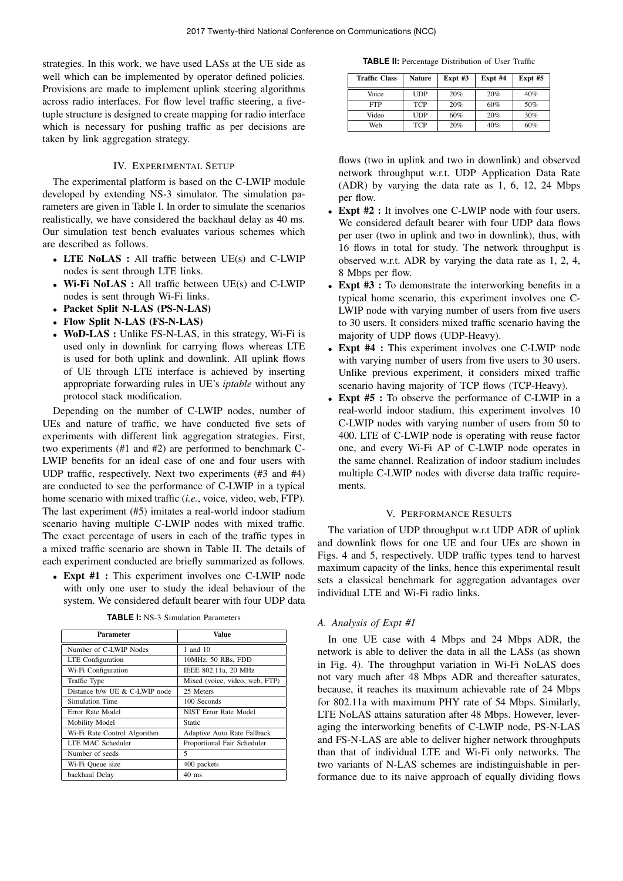strategies. In this work, we have used LASs at the UE side as well which can be implemented by operator defined policies. Provisions are made to implement uplink steering algorithms across radio interfaces. For flow level traffic steering, a five-tuple structure is designed to create mapping for radio interface which is necessary for pushing traffic as per decisions are taken by link aggregation strategy.

## IV. Experimental Setup

The experimental platform is based on the C-LWIP module developed by extending NS-3 simulator. The simulation parameters are given in Table I. In order to simulate the scenarios realistically, we have considered the backhaul delay as 40 ms. Our simulation test bench evaluates various schemes which are described as follows.

- **LTE NoLAS :** All traffic between UE(s) and C-LWIP nodes is sent through LTE links.
- **Wi-Fi NoLAS :** All traffic between UE(s) and C-LWIP nodes is sent through Wi-Fi links.
- **Packet Split N-LAS (PS-N-LAS)**
- **Flow Split N-LAS (FS-N-LAS)**
- **WoD-LAS :** Unlike FS-N-LAS, in this strategy, Wi-Fi is used only in downlink for carrying flows whereas LTE is used for both uplink and downlink. All uplink flows of UE through LTE interface is achieved by inserting appropriate forwarding rules in UE's *iptable* without any protocol stack modification.

Depending on the number of C-LWIP nodes, number of UEs and nature of traffic, we have conducted five sets of experiments with different link aggregation strategies. First, two experiments (#1 and #2) are performed to benchmark C-LWIP benefits for an ideal case of one and four users with UDP traffic, respectively. Next two experiments (#3 and #4) are conducted to see the performance of C-LWIP in a typical home scenario with mixed traffic (*i.e.*, voice, video, web, FTP). The last experiment (#5) imitates a real-world indoor stadium scenario having multiple C-LWIP nodes with mixed traffic. The exact percentage of users in each of the traffic types in a mixed traffic scenario are shown in Table II. The details of each experiment conducted are briefly summarized as follows.

- **Expt #1 :** This experiment involves one C-LWIP node with only one user to study the ideal behaviour of the system. We considered default bearer with four UDP data flows (two in uplink and two in downlink) and observed network throughput w.r.t. UDP Application Data Rate (ADR) by varying the data rate as 1, 6, 12, 24 Mbps per flow.
- **Expt #2 :** It involves one C-LWIP node with four users. We considered default bearer with four UDP data flows per user (two in uplink and two in downlink), thus, with 16 flows in total for study. The network throughput is observed w.r.t. ADR by varying the data rate as 1, 2, 4, 8 Mbps per flow.
- **Expt #3 :** To demonstrate the interworking benefits in a typical home scenario, this experiment involves one C-LWIP node with varying number of users from five users to 30 users. It considers mixed traffic scenario having the majority of UDP flows (UDP-Heavy).
- **Expt #4 :** This experiment involves one C-LWIP node with varying number of users from five users to 30 users. Unlike previous experiment, it considers mixed traffic scenario having majority of TCP flows (TCP-Heavy).
- **Expt #5 :** To observe the performance of C-LWIP in a real-world indoor stadium, this experiment involves 10 C-LWIP nodes with varying number of users from 50 to 400. LTE of C-LWIP node is operating with reuse factor one, and every Wi-Fi AP of C-LWIP node operates in the same channel. Realization of indoor stadium includes multiple C-LWIP nodes with diverse data traffic requirements.

**TABLE I:** NS-3 Simulation Parameters

| Parameter | Value |
|---|---|
| Number of C-LWIP Nodes | 1 and 10 |
| LTE Configuration | 10MHz, 50 RBs, FDD |
| Wi-Fi Configuration | IEEE 802.11a, 20 MHz |
| Traffic Type | Mixed (voice, video, web, FTP) |
| Distance b/w UE & C-LWIP node | 25 Meters |
| Simulation Time | 100 Seconds |
| Error Rate Model | NIST Error Rate Model |
| Mobility Model | Static |
| Wi-Fi Rate Control Algorithm | Adaptive Auto Rate Fallback |
| LTE MAC Scheduler | Proportional Fair Scheduler |
| Number of seeds | 5 |
| Wi-Fi Queue size | 400 packets |
| backhaul Delay | 40 ms |

**TABLE II:** Percentage Distribution of User Traffic

| Traffic Class | Nature | Expt #3 | Expt #4 | Expt #5 |
|---|---|---|---|---|
| Voice | UDP | 20% | 20% | 40% |
| FTP | TCP | 20% | 60% | 50% |
| Video | UDP | 60% | 20% | 30% |
| Web | TCP | 20% | 40% | 60% |

## V. Performance Results

The variation of UDP throughput w.r.t UDP ADR of uplink and downlink flows for one UE and four UEs are shown in Figs. 4 and 5, respectively. UDP traffic types tend to harvest maximum capacity of the links, hence this experimental result sets a classical benchmark for aggregation advantages over individual LTE and Wi-Fi radio links.

### *A. Analysis of Expt #1*

In one UE case with 4 Mbps and 24 Mbps ADR, the network is able to deliver the data in all the LASs (as shown in Fig. 4). The throughput variation in Wi-Fi NoLAS does not vary much after 48 Mbps ADR and thereafter saturates, because, it reaches its maximum achievable rate of 24 Mbps for 802.11a with maximum PHY rate of 54 Mbps. Similarly, LTE NoLAS attains saturation after 48 Mbps. However, leveraging the interworking benefits of C-LWIP node, PS-N-LAS and FS-N-LAS are able to deliver higher network throughputs than that of individual LTE and Wi-Fi only networks. The two variants of N-LAS schemes are indistinguishable in performance due to its naive approach of equally dividing flows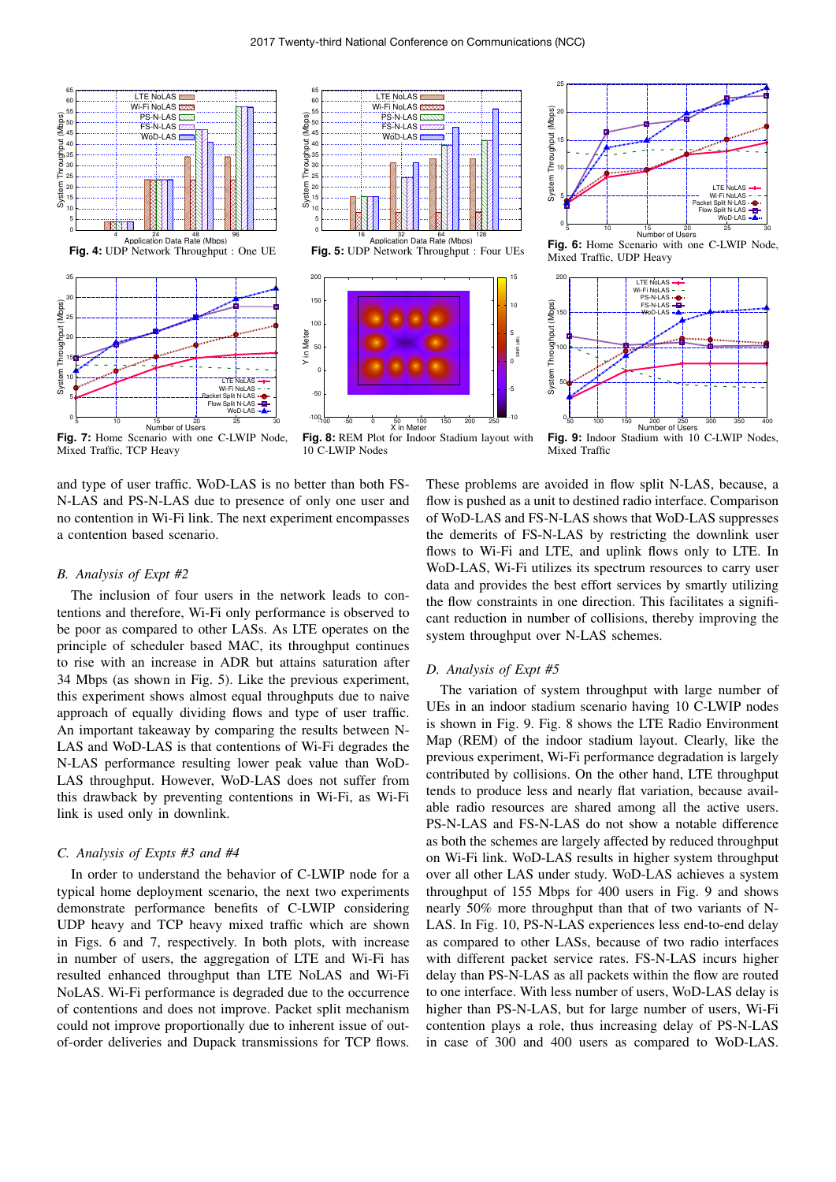**Fig. 4:** UDP Network Throughput : One UE

**Fig. 5:** UDP Network Throughput : Four UEs

**Fig. 6:** Home Scenario with one C-LWIP Node, Mixed Traffic, UDP Heavy

**Fig. 7:** Home Scenario with one C-LWIP Node, Mixed Traffic, TCP Heavy

**Fig. 8:** REM Plot for Indoor Stadium layout with 10 C-LWIP Nodes

**Fig. 9:** Indoor Stadium with 10 C-LWIP Nodes, Mixed Traffic

and type of user traffic. WoD-LAS is no better than both FS-N-LAS and PS-N-LAS due to presence of only one user and no contention in Wi-Fi link. The next experiment encompasses a contention based scenario.

### *B. Analysis of Expt #2*

The inclusion of four users in the network leads to contentions and therefore, Wi-Fi only performance is observed to be poor as compared to other LASs. As LTE operates on the principle of scheduler based MAC, its throughput continues to rise with an increase in ADR but attains saturation after 34 Mbps (as shown in Fig. 5). Like the previous experiment, this experiment shows almost equal throughputs due to naive approach of equally dividing flows and type of user traffic. An important takeaway by comparing the results between N-LAS and WoD-LAS is that contentions of Wi-Fi degrades the N-LAS performance resulting lower peak value than WoD-LAS throughput. However, WoD-LAS does not suffer from this drawback by preventing contentions in Wi-Fi, as Wi-Fi link is used only in downlink.

### *C. Analysis of Expts #3 and #4*

In order to understand the behavior of C-LWIP node for a typical home deployment scenario, the next two experiments demonstrate performance benefits of C-LWIP considering UDP heavy and TCP heavy mixed traffic which are shown in Figs. 6 and 7, respectively. In both plots, with increase in number of users, the aggregation of LTE and Wi-Fi has resulted enhanced throughput than LTE NoLAS and Wi-Fi NoLAS. Wi-Fi performance is degraded due to the occurrence of contentions and does not improve. Packet split mechanism could not improve proportionally due to inherent issue of out-of-order deliveries and Dupack transmissions for TCP flows. These problems are avoided in flow split N-LAS, because, a flow is pushed as a unit to destined radio interface. Comparison of WoD-LAS and FS-N-LAS shows that WoD-LAS suppresses the demerits of FS-N-LAS by restricting the downlink user flows to Wi-Fi and LTE, and uplink flows only to LTE. In WoD-LAS, Wi-Fi utilizes its spectrum resources to carry user data and provides the best effort services by smartly utilizing the flow constraints in one direction. This facilitates a significant reduction in number of collisions, thereby improving the system throughput over N-LAS schemes.

### *D. Analysis of Expt #5*

The variation of system throughput with large number of UEs in an indoor stadium scenario having 10 C-LWIP nodes is shown in Fig. 9. Fig. 8 shows the LTE Radio Environment Map (REM) of the indoor stadium layout. Clearly, like the previous experiment, Wi-Fi performance degradation is largely contributed by collisions. On the other hand, LTE throughput tends to produce less and nearly flat variation, because available radio resources are shared among all the active users. PS-N-LAS and FS-N-LAS do not show a notable difference as both the schemes are largely affected by reduced throughput on Wi-Fi link. WoD-LAS results in higher system throughput over all other LAS under study. WoD-LAS achieves a system throughput of 155 Mbps for 400 users in Fig. 9 and shows nearly 50% more throughput than that of two variants of N-LAS. In Fig. 10, PS-N-LAS experiences less end-to-end delay as compared to other LASs, because of two radio interfaces with different packet service rates. FS-N-LAS incurs higher delay than PS-N-LAS as all packets within the flow are routed to one interface. With less number of users, WoD-LAS delay is higher than PS-N-LAS, but for large number of users, Wi-Fi contention plays a role, thus increasing delay of PS-N-LAS in case of 300 and 400 users as compared to WoD-LAS.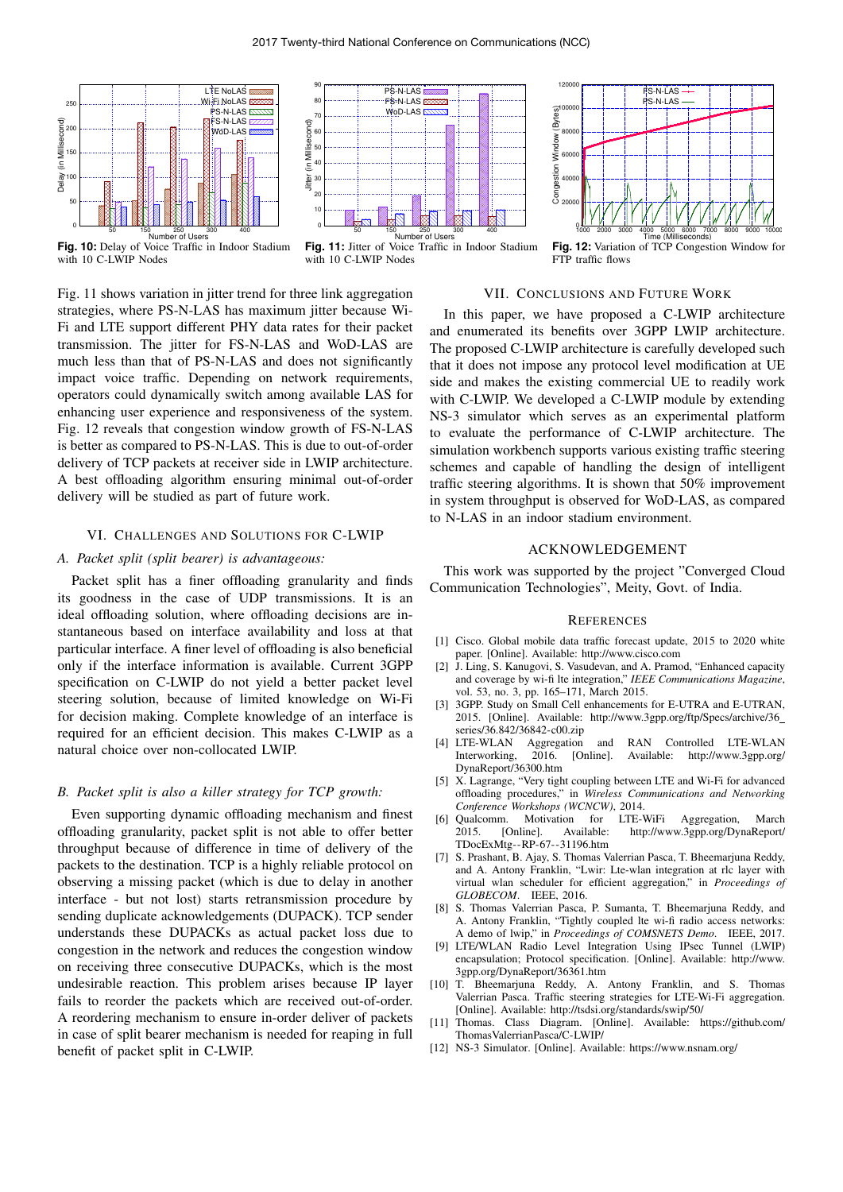Delay (in Millisecond)
0 50 100 150 200 250
50 150 250 300 400
Number of Users
LTE NoLAS
Wi-Fi NoLAS
PS-N-LAS
FS-N-LAS
WoD-LAS

**Fig. 10:** Delay of Voice Traffic in Indoor Stadium with 10 C-LWIP Nodes

Jitter (in Millisecond)
0 10 20 30 40 50 60 70 80 90
50 150 250 300 400
Number of Users
PS-N-LAS
FS-N-LAS
WoD-LAS

**Fig. 11:** Jitter of Voice Traffic in Indoor Stadium with 10 C-LWIP Nodes

Congestion Window (Bytes)
0 20000 40000 60000 80000 100000 120000
1000 2000 3000 4000 5000 6000 7000 8000 9000 10000
Time (Milliseconds)
FS-N-LAS
PS-N-LAS

**Fig. 12:** Variation of TCP Congestion Window for FTP traffic flows

Fig. 11 shows variation in jitter trend for three link aggregation strategies, where PS-N-LAS has maximum jitter because Wi-Fi and LTE support different PHY data rates for their packet transmission. The jitter for FS-N-LAS and WoD-LAS are much less than that of PS-N-LAS and does not significantly impact voice traffic. Depending on network requirements, operators could dynamically switch among available LAS for enhancing user experience and responsiveness of the system. Fig. 12 reveals that congestion window growth of FS-N-LAS is better as compared to PS-N-LAS. This is due to out-of-order delivery of TCP packets at receiver side in LWIP architecture. A best offloading algorithm ensuring minimal out-of-order delivery will be studied as part of future work.

## VI. Challenges and Solutions for C-LWIP

### A. Packet split (split bearer) is advantageous:

Packet split has a finer offloading granularity and finds its goodness in the case of UDP transmissions. It is an ideal offloading solution, where offloading decisions are instantaneous based on interface availability and loss at that particular interface. A finer level of offloading is also beneficial only if the interface information is available. Current 3GPP specification on C-LWIP do not yield a better packet level steering solution, because of limited knowledge on Wi-Fi for decision making. Complete knowledge of an interface is required for an efficient decision. This makes C-LWIP as a natural choice over non-collocated LWIP.

### B. Packet split is also a killer strategy for TCP growth:

Even supporting dynamic offloading mechanism and finest offloading granularity, packet split is not able to offer better throughput because of difference in time of delivery of the packets to the destination. TCP is a highly reliable protocol on observing a missing packet (which is due to delay in another interface - but not lost) starts retransmission procedure by sending duplicate acknowledgements (DUPACK). TCP sender understands these DUPACKs as actual packet loss due to congestion in the network and reduces the congestion window on receiving three consecutive DUPACKs, which is the most undesirable reaction. This problem arises because IP layer fails to reorder the packets which are received out-of-order. A reordering mechanism to ensure in-order deliver of packets in case of split bearer mechanism is needed for reaping in full benefit of packet split in C-LWIP.

## VII. Conclusions and Future Work

In this paper, we have proposed a C-LWIP architecture and enumerated its benefits over 3GPP LWIP architecture. The proposed C-LWIP architecture is carefully developed such that it does not impose any protocol level modification at UE side and makes the existing commercial UE to readily work with C-LWIP. We developed a C-LWIP module by extending NS-3 simulator which serves as an experimental platform to evaluate the performance of C-LWIP architecture. The simulation workbench supports various existing traffic steering schemes and capable of handling the design of intelligent traffic steering algorithms. It is shown that 50% improvement in system throughput is observed for WoD-LAS, as compared to N-LAS in an indoor stadium environment.

## Acknowledgement

This work was supported by the project "Converged Cloud Communication Technologies", Meity, Govt. of India.

## References

[1] Cisco. Global mobile data traffic forecast update, 2015 to 2020 white paper. [Online]. Available: http://www.cisco.com

[2] J. Ling, S. Kanugovi, S. Vasudevan, and A. Pramod, "Enhanced capacity and coverage by wi-fi lte integration," *IEEE Communications Magazine*, vol. 53, no. 3, pp. 165–171, March 2015.

[3] 3GPP. Study on Small Cell enhancements for E-UTRA and E-UTRAN, 2015. [Online]. Available: http://www.3gpp.org/ftp/Specs/archive/36_series/36.842/36842-c00.zip

[4] LTE-WLAN Aggregation and RAN Controlled LTE-WLAN Interworking, 2016. [Online]. Available: http://www.3gpp.org/DynaReport/36300.htm

[5] X. Lagrange, "Very tight coupling between LTE and Wi-Fi for advanced offloading procedures," in *Wireless Communications and Networking Conference Workshops (WCNCW)*, 2014.

[6] Qualcomm. Motivation for LTE-WiFi Aggregation, March 2015. [Online]. Available: http://www.3gpp.org/DynaReport/TDocExMtg--RP-67--31196.htm

[7] S. Prashant, B. Ajay, S. Thomas Valerrian Pasca, T. Bheemarjuna Reddy, and A. Antony Franklin, "Lwir: Lte-wlan integration at rlc layer with virtual wlan scheduler for efficient aggregation," in *Proceedings of GLOBECOM*. IEEE, 2016.

[8] S. Thomas Valerrian Pasca, P. Sumanta, T. Bheemarjuna Reddy, and A. Antony Franklin, "Tightly coupled lte wi-fi radio access networks: A demo of lwip," in *Proceedings of COMSNETS Demo*. IEEE, 2017.

[9] LTE/WLAN Radio Level Integration Using IPsec Tunnel (LWIP) encapsulation; Protocol specification. [Online]. Available: http://www.3gpp.org/DynaReport/36361.htm

[10] T. Bheemarjuna Reddy, A. Antony Franklin, and S. Thomas Valerrian Pasca. Traffic steering strategies for LTE-Wi-Fi aggregation. [Online]. Available: http://tsdsi.org/standards/swip/50/

[11] Thomas. Class Diagram. [Online]. Available: https://github.com/ThomasValerrianPasca/C-LWIP/

[12] NS-3 Simulator. [Online]. Available: https://www.nsnam.org/